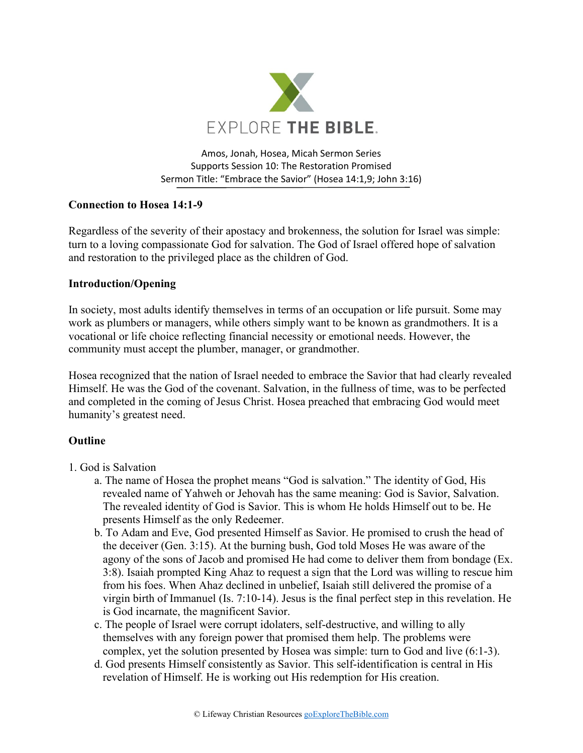EXPLORE THE BIBLE.

Amos, Jonah, Hosea, Micah Sermon Series
Supports Session 10: The Restoration Promised
Sermon Title: "Embrace the Savior" (Hosea 14:1,9; John 3:16)

**Connection to Hosea 14:1-9**

Regardless of the severity of their apostasy and brokenness, the solution for Israel was simple: turn to a loving compassionate God for salvation. The God of Israel offered hope of salvation and restoration to the privileged place as the children of God.

**Introduction/Opening**

In society, most adults identify themselves in terms of an occupation or life pursuit. Some may work as plumbers or managers, while others simply want to be known as grandmothers. It is a vocational or life choice reflecting financial necessity or emotional needs. However, the community must accept the plumber, manager, or grandmother.

Hosea recognized that the nation of Israel needed to embrace the Savior that had clearly revealed Himself. He was the God of the covenant. Salvation, in the fullness of time, was to be perfected and completed in the coming of Jesus Christ. Hosea preached that embracing God would meet humanity's greatest need.

**Outline**

1. God is Salvation
   a. The name of Hosea the prophet means "God is salvation." The identity of God, His revealed name of Yahweh or Jehovah has the same meaning: God is Savior, Salvation. The revealed identity of God is Savior. This is whom He holds Himself out to be. He presents Himself as the only Redeemer.
   b. To Adam and Eve, God presented Himself as Savior. He promised to crush the head of the deceiver (Gen. 3:15). At the burning bush, God told Moses He was aware of the agony of the sons of Jacob and promised He had come to deliver them from bondage (Ex. 3:8). Isaiah prompted King Ahaz to request a sign that the Lord was willing to rescue him from his foes. When Ahaz declined in unbelief, Isaiah still delivered the promise of a virgin birth of Immanuel (Is. 7:10-14). Jesus is the final perfect step in this revelation. He is God incarnate, the magnificent Savior.
   c. The people of Israel were corrupt idolaters, self-destructive, and willing to ally themselves with any foreign power that promised them help. The problems were complex, yet the solution presented by Hosea was simple: turn to God and live (6:1-3).
   d. God presents Himself consistently as Savior. This self-identification is central in His revelation of Himself. He is working out His redemption for His creation.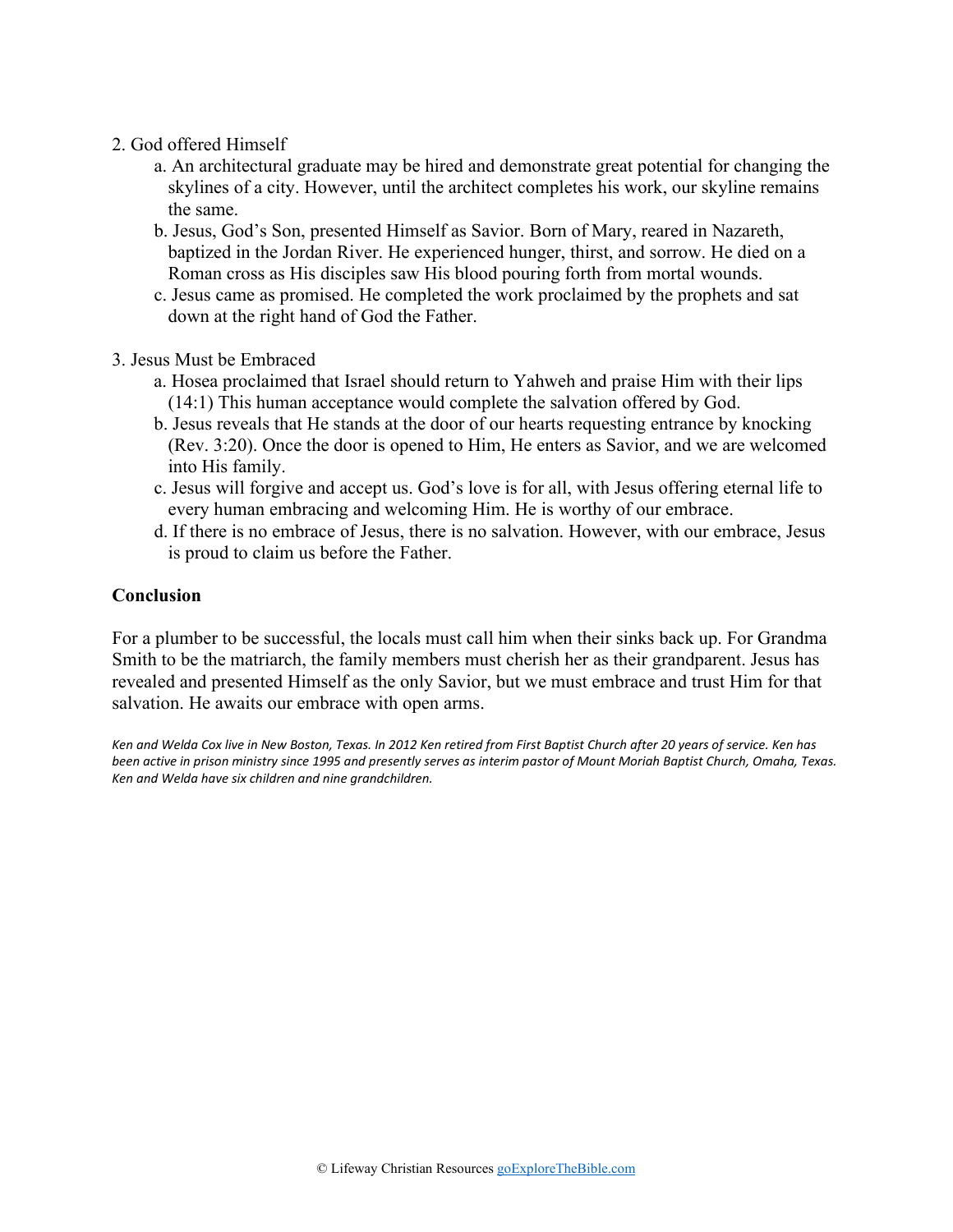2. God offered Himself
    a. An architectural graduate may be hired and demonstrate great potential for changing the skylines of a city. However, until the architect completes his work, our skyline remains the same.
    b. Jesus, God's Son, presented Himself as Savior. Born of Mary, reared in Nazareth, baptized in the Jordan River. He experienced hunger, thirst, and sorrow. He died on a Roman cross as His disciples saw His blood pouring forth from mortal wounds.
    c. Jesus came as promised. He completed the work proclaimed by the prophets and sat down at the right hand of God the Father.

3. Jesus Must be Embraced
    a. Hosea proclaimed that Israel should return to Yahweh and praise Him with their lips (14:1) This human acceptance would complete the salvation offered by God.
    b. Jesus reveals that He stands at the door of our hearts requesting entrance by knocking (Rev. 3:20). Once the door is opened to Him, He enters as Savior, and we are welcomed into His family.
    c. Jesus will forgive and accept us. God's love is for all, with Jesus offering eternal life to every human embracing and welcoming Him. He is worthy of our embrace.
    d. If there is no embrace of Jesus, there is no salvation. However, with our embrace, Jesus is proud to claim us before the Father.

**Conclusion**

For a plumber to be successful, the locals must call him when their sinks back up. For Grandma Smith to be the matriarch, the family members must cherish her as their grandparent. Jesus has revealed and presented Himself as the only Savior, but we must embrace and trust Him for that salvation. He awaits our embrace with open arms.

*Ken and Welda Cox live in New Boston, Texas. In 2012 Ken retired from First Baptist Church after 20 years of service. Ken has been active in prison ministry since 1995 and presently serves as interim pastor of Mount Moriah Baptist Church, Omaha, Texas. Ken and Welda have six children and nine grandchildren.*

© Lifeway Christian Resources goExploreTheBible.com